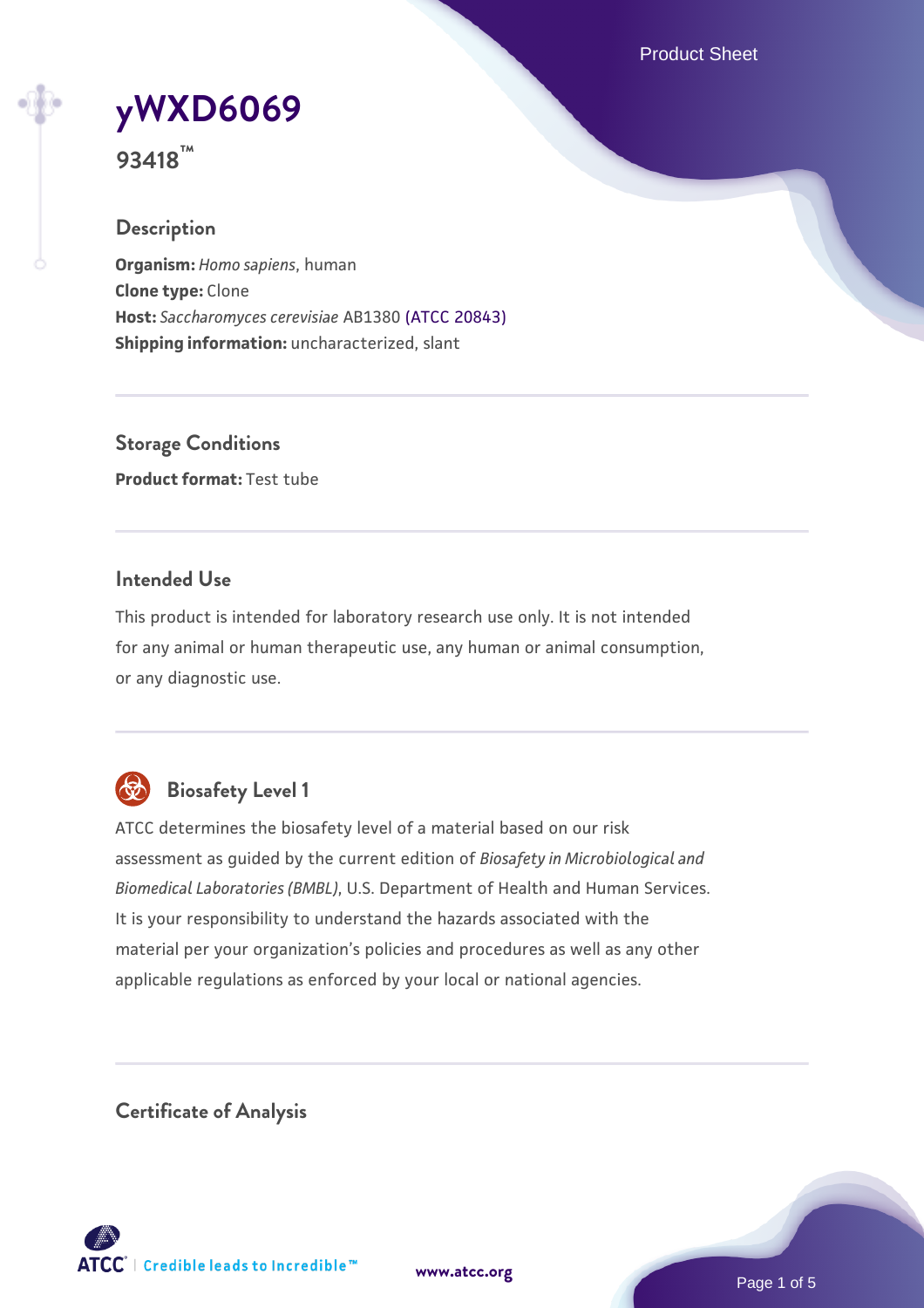# yWXD6069

**93418™**

## Description

**Organism:** *Homo sapiens*, human
**Clone type:** Clone
**Host:** *Saccharomyces cerevisiae* AB1380 (ATCC 20843)
**Shipping information:** uncharacterized, slant

## Storage Conditions

**Product format:** Test tube

## Intended Use

This product is intended for laboratory research use only. It is not intended for any animal or human therapeutic use, any human or animal consumption, or any diagnostic use.

## Biosafety Level 1

ATCC determines the biosafety level of a material based on our risk assessment as guided by the current edition of *Biosafety in Microbiological and Biomedical Laboratories (BMBL)*, U.S. Department of Health and Human Services. It is your responsibility to understand the hazards associated with the material per your organization's policies and procedures as well as any other applicable regulations as enforced by your local or national agencies.

## Certificate of Analysis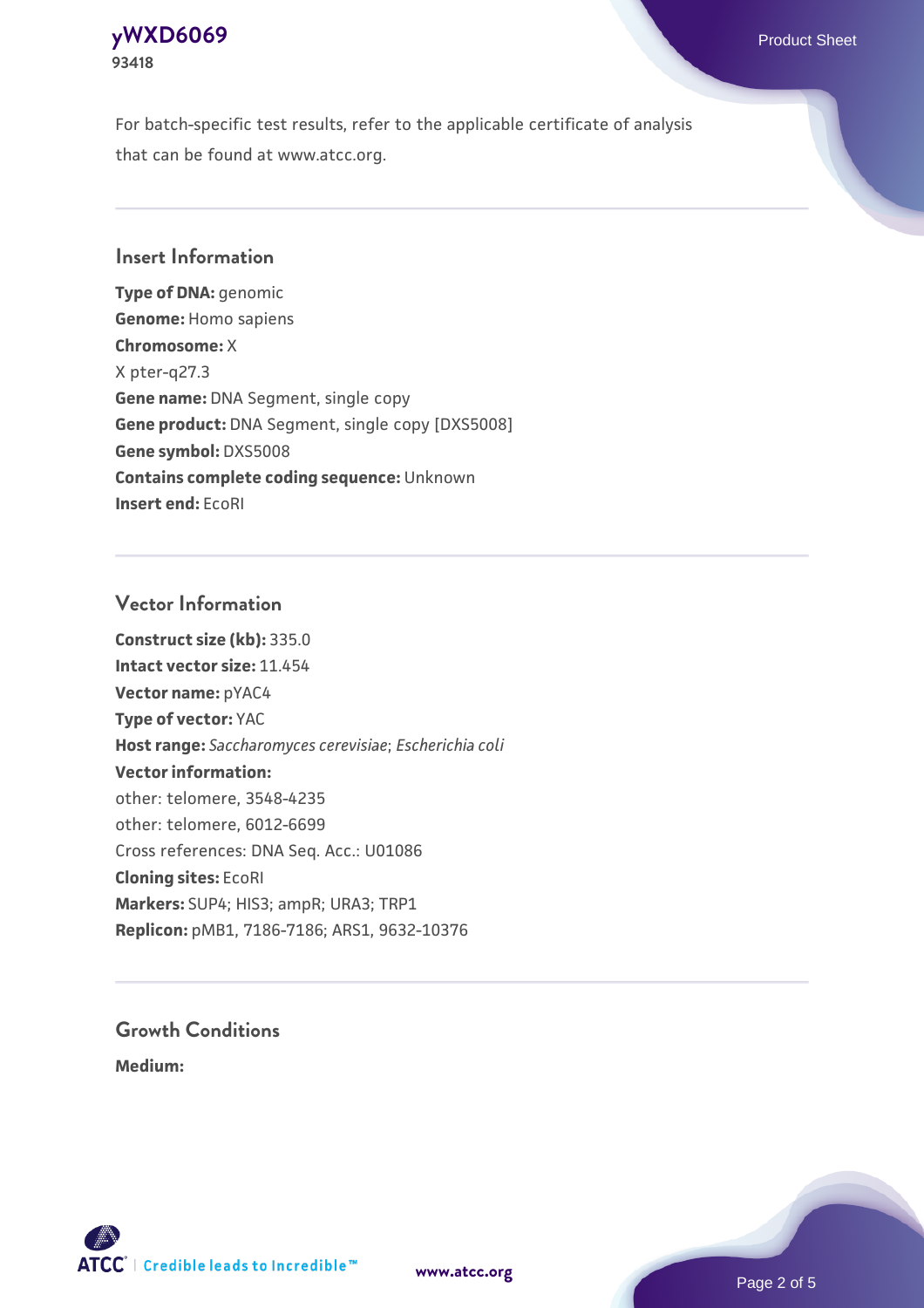For batch-specific test results, refer to the applicable certificate of analysis that can be found at www.atcc.org.

## Insert Information

**Type of DNA:** genomic
**Genome:** Homo sapiens
**Chromosome:** X
X pter-q27.3
**Gene name:** DNA Segment, single copy
**Gene product:** DNA Segment, single copy [DXS5008]
**Gene symbol:** DXS5008
**Contains complete coding sequence:** Unknown
**Insert end:** EcoRI

## Vector Information

**Construct size (kb):** 335.0
**Intact vector size:** 11.454
**Vector name:** pYAC4
**Type of vector:** YAC
**Host range:** *Saccharomyces cerevisiae*; *Escherichia coli*
**Vector information:**
other: telomere, 3548-4235
other: telomere, 6012-6699
Cross references: DNA Seq. Acc.: U01086
**Cloning sites:** EcoRI
**Markers:** SUP4; HIS3; ampR; URA3; TRP1
**Replicon:** pMB1, 7186-7186; ARS1, 9632-10376

## Growth Conditions

**Medium:**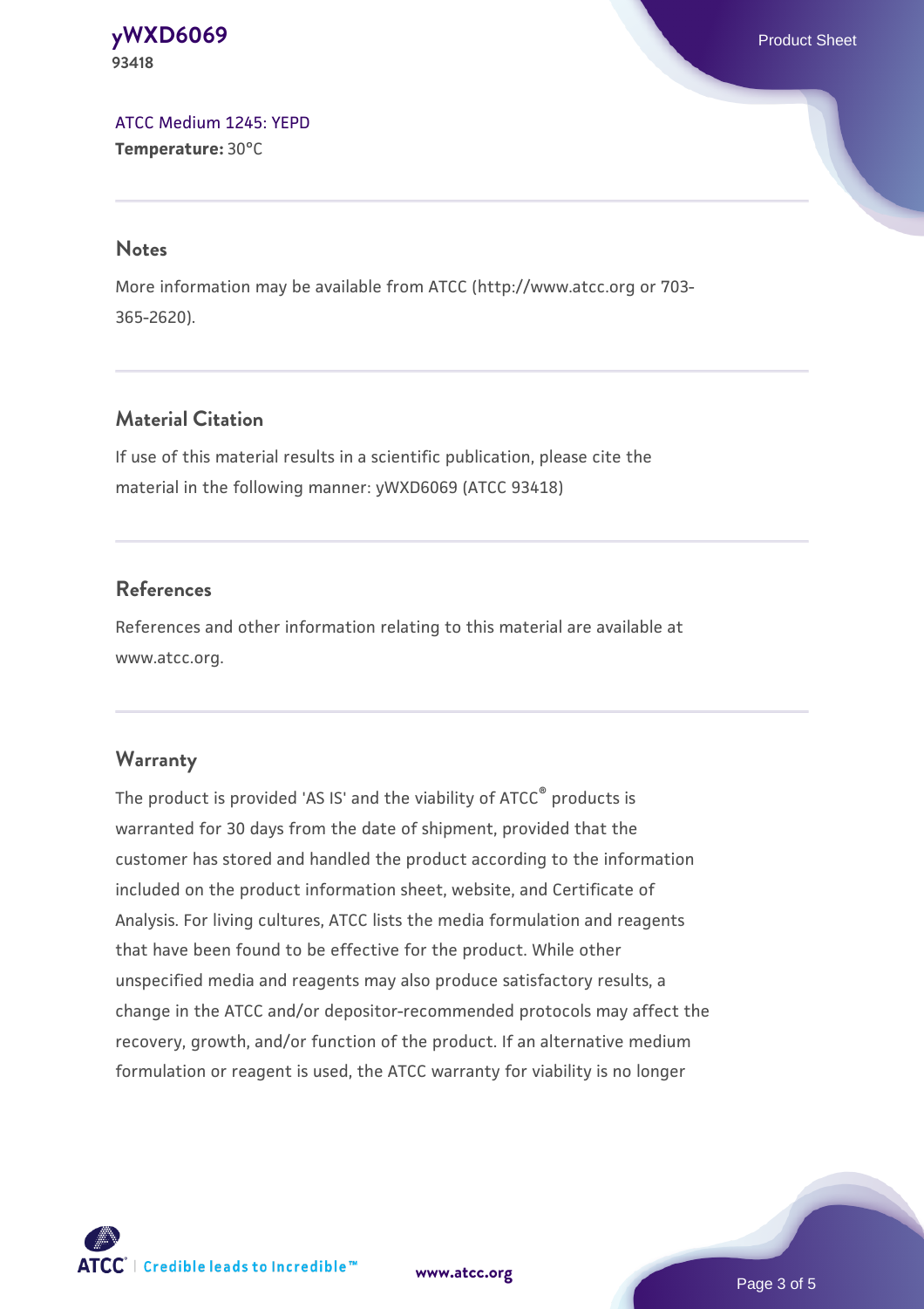[ATCC Medium 1245: YEPD](#)
**Temperature:** 30°C

## Notes

More information may be available from ATCC (http://www.atcc.org or 703-365-2620).

## Material Citation

If use of this material results in a scientific publication, please cite the material in the following manner: yWXD6069 (ATCC 93418)

## References

References and other information relating to this material are available at www.atcc.org.

## Warranty

The product is provided 'AS IS' and the viability of ATCC® products is warranted for 30 days from the date of shipment, provided that the customer has stored and handled the product according to the information included on the product information sheet, website, and Certificate of Analysis. For living cultures, ATCC lists the media formulation and reagents that have been found to be effective for the product. While other unspecified media and reagents may also produce satisfactory results, a change in the ATCC and/or depositor-recommended protocols may affect the recovery, growth, and/or function of the product. If an alternative medium formulation or reagent is used, the ATCC warranty for viability is no longer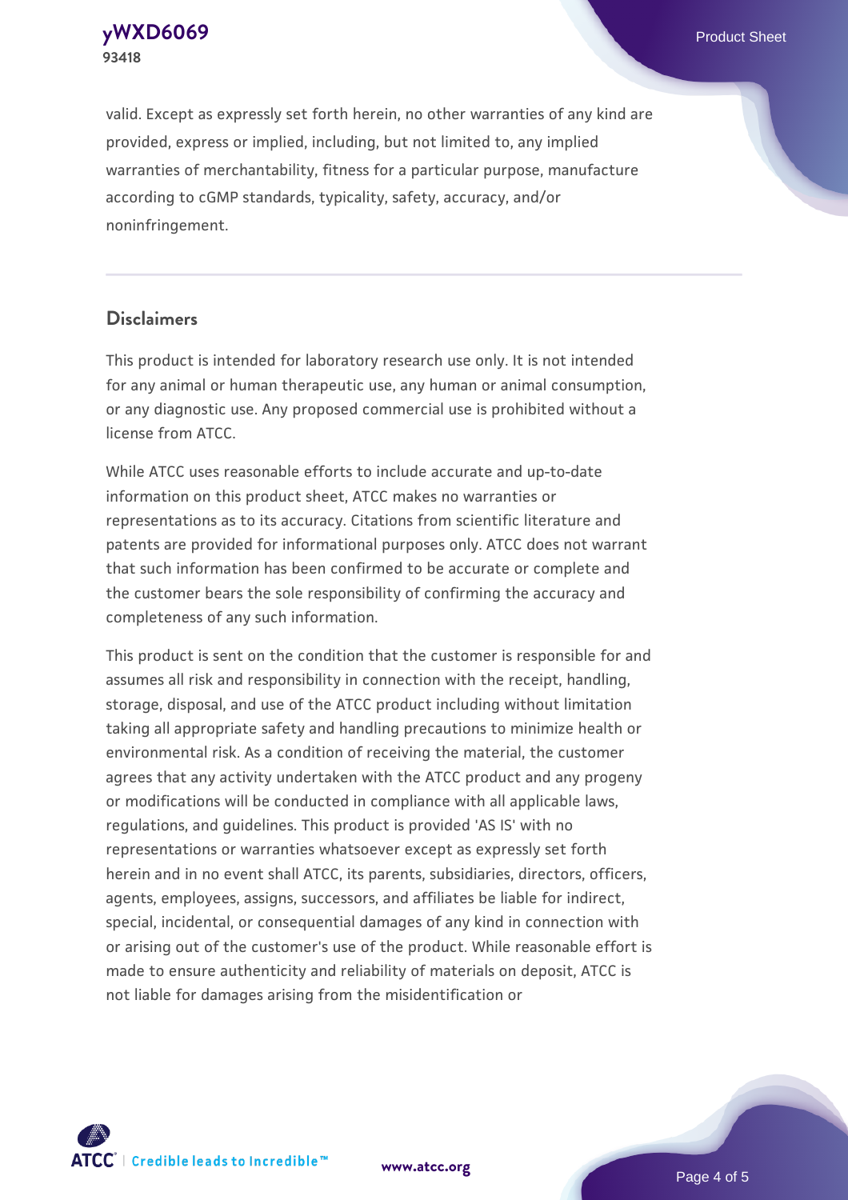valid. Except as expressly set forth herein, no other warranties of any kind are provided, express or implied, including, but not limited to, any implied warranties of merchantability, fitness for a particular purpose, manufacture according to cGMP standards, typicality, safety, accuracy, and/or noninfringement.

## Disclaimers

This product is intended for laboratory research use only. It is not intended for any animal or human therapeutic use, any human or animal consumption, or any diagnostic use. Any proposed commercial use is prohibited without a license from ATCC.

While ATCC uses reasonable efforts to include accurate and up-to-date information on this product sheet, ATCC makes no warranties or representations as to its accuracy. Citations from scientific literature and patents are provided for informational purposes only. ATCC does not warrant that such information has been confirmed to be accurate or complete and the customer bears the sole responsibility of confirming the accuracy and completeness of any such information.

This product is sent on the condition that the customer is responsible for and assumes all risk and responsibility in connection with the receipt, handling, storage, disposal, and use of the ATCC product including without limitation taking all appropriate safety and handling precautions to minimize health or environmental risk. As a condition of receiving the material, the customer agrees that any activity undertaken with the ATCC product and any progeny or modifications will be conducted in compliance with all applicable laws, regulations, and guidelines. This product is provided 'AS IS' with no representations or warranties whatsoever except as expressly set forth herein and in no event shall ATCC, its parents, subsidiaries, directors, officers, agents, employees, assigns, successors, and affiliates be liable for indirect, special, incidental, or consequential damages of any kind in connection with or arising out of the customer's use of the product. While reasonable effort is made to ensure authenticity and reliability of materials on deposit, ATCC is not liable for damages arising from the misidentification or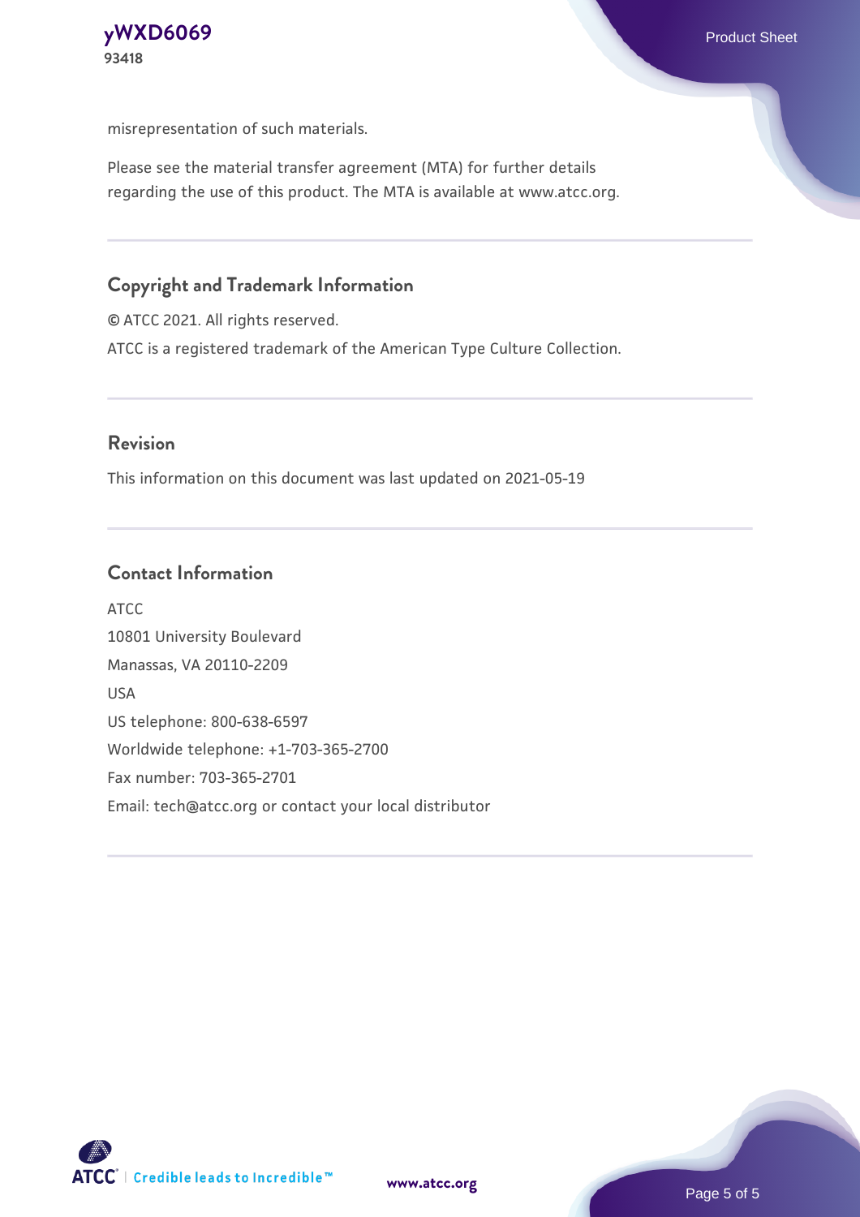misrepresentation of such materials.

Please see the material transfer agreement (MTA) for further details regarding the use of this product. The MTA is available at www.atcc.org.

## Copyright and Trademark Information

© ATCC 2021. All rights reserved.

ATCC is a registered trademark of the American Type Culture Collection.

## Revision

This information on this document was last updated on 2021-05-19

## Contact Information

ATCC
10801 University Boulevard
Manassas, VA 20110-2209
USA
US telephone: 800-638-6597
Worldwide telephone: +1-703-365-2700
Fax number: 703-365-2701
Email: tech@atcc.org or contact your local distributor